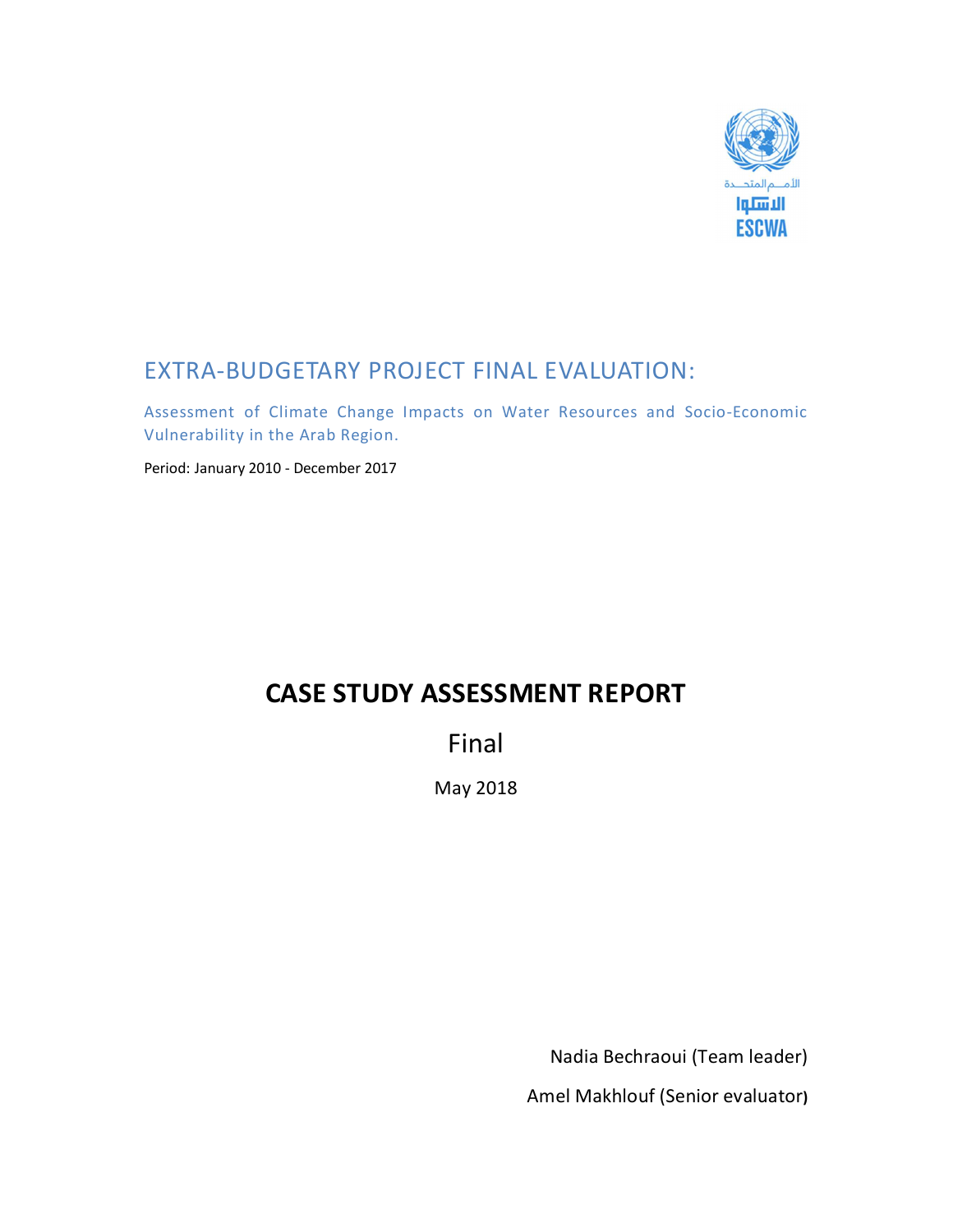الأمم المتحدة

الاسكوا

ESCWA

# EXTRA-BUDGETARY PROJECT FINAL EVALUATION:

Assessment of Climate Change Impacts on Water Resources and Socio-Economic Vulnerability in the Arab Region.

Period: January 2010 - December 2017

# CASE STUDY ASSESSMENT REPORT

## Final

May 2018

Nadia Bechraoui (Team leader)

Amel Makhlouf (Senior evaluator)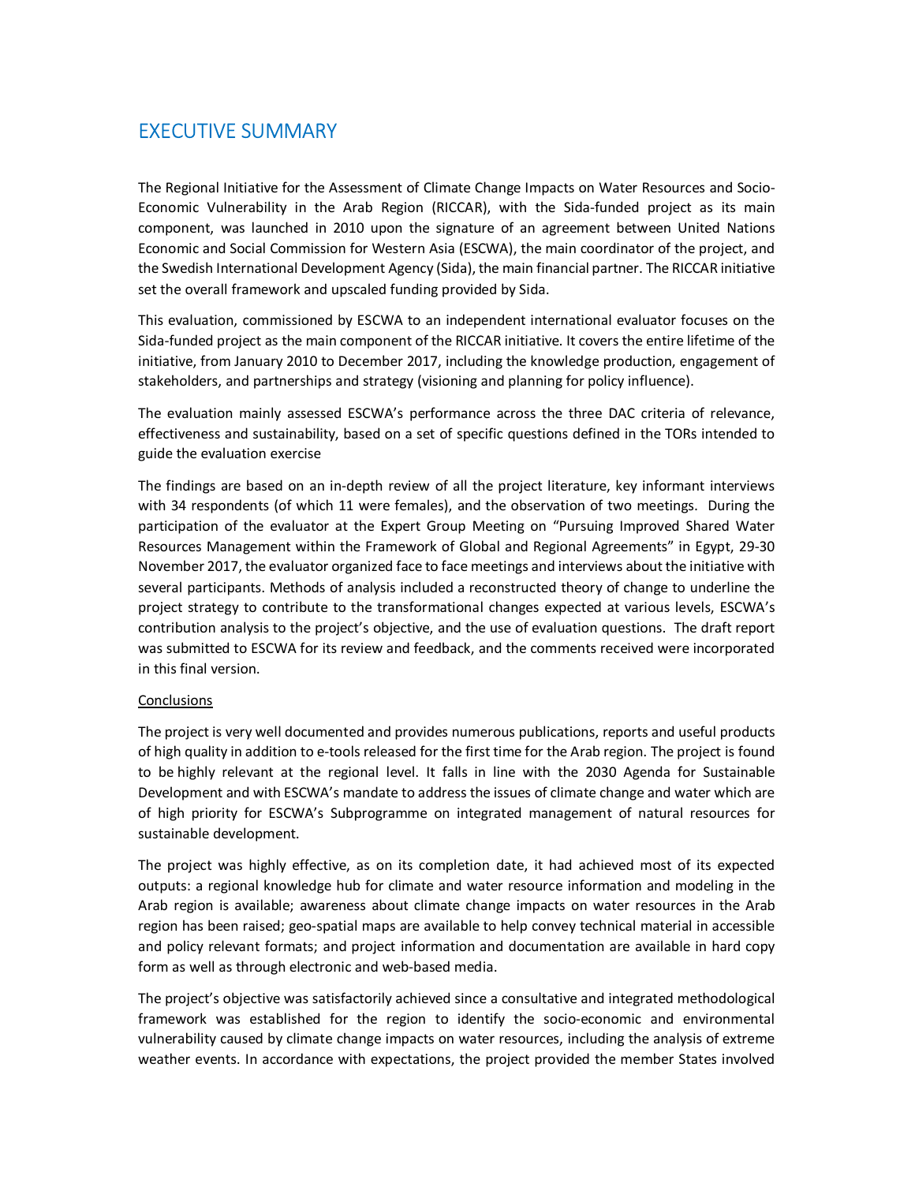# EXECUTIVE SUMMARY

The Regional Initiative for the Assessment of Climate Change Impacts on Water Resources and Socio-Economic Vulnerability in the Arab Region (RICCAR), with the Sida-funded project as its main component, was launched in 2010 upon the signature of an agreement between United Nations Economic and Social Commission for Western Asia (ESCWA), the main coordinator of the project, and the Swedish International Development Agency (Sida), the main financial partner. The RICCAR initiative set the overall framework and upscaled funding provided by Sida.

This evaluation, commissioned by ESCWA to an independent international evaluator focuses on the Sida-funded project as the main component of the RICCAR initiative. It covers the entire lifetime of the initiative, from January 2010 to December 2017, including the knowledge production, engagement of stakeholders, and partnerships and strategy (visioning and planning for policy influence).

The evaluation mainly assessed ESCWA's performance across the three DAC criteria of relevance, effectiveness and sustainability, based on a set of specific questions defined in the TORs intended to guide the evaluation exercise

The findings are based on an in-depth review of all the project literature, key informant interviews with 34 respondents (of which 11 were females), and the observation of two meetings. During the participation of the evaluator at the Expert Group Meeting on "Pursuing Improved Shared Water Resources Management within the Framework of Global and Regional Agreements" in Egypt, 29-30 November 2017, the evaluator organized face to face meetings and interviews about the initiative with several participants. Methods of analysis included a reconstructed theory of change to underline the project strategy to contribute to the transformational changes expected at various levels, ESCWA's contribution analysis to the project's objective, and the use of evaluation questions. The draft report was submitted to ESCWA for its review and feedback, and the comments received were incorporated in this final version.

Conclusions

The project is very well documented and provides numerous publications, reports and useful products of high quality in addition to e-tools released for the first time for the Arab region. The project is found to be highly relevant at the regional level. It falls in line with the 2030 Agenda for Sustainable Development and with ESCWA's mandate to address the issues of climate change and water which are of high priority for ESCWA's Subprogramme on integrated management of natural resources for sustainable development.

The project was highly effective, as on its completion date, it had achieved most of its expected outputs: a regional knowledge hub for climate and water resource information and modeling in the Arab region is available; awareness about climate change impacts on water resources in the Arab region has been raised; geo-spatial maps are available to help convey technical material in accessible and policy relevant formats; and project information and documentation are available in hard copy form as well as through electronic and web-based media.

The project's objective was satisfactorily achieved since a consultative and integrated methodological framework was established for the region to identify the socio-economic and environmental vulnerability caused by climate change impacts on water resources, including the analysis of extreme weather events. In accordance with expectations, the project provided the member States involved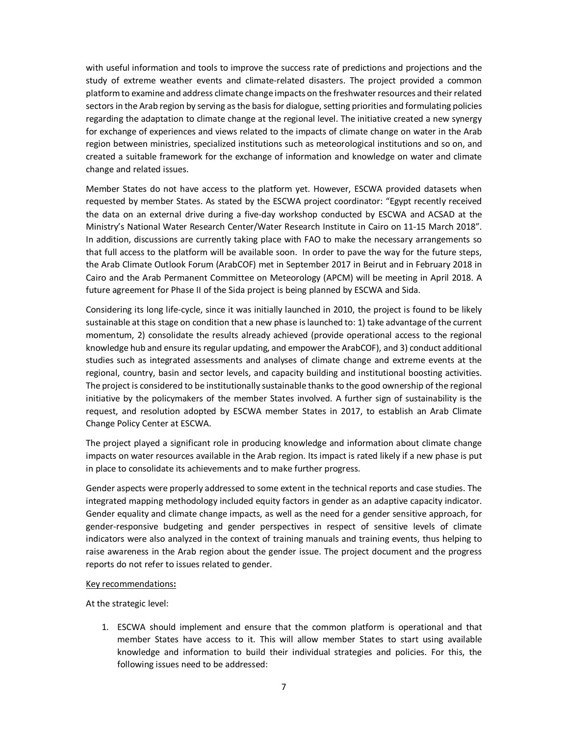with useful information and tools to improve the success rate of predictions and projections and the study of extreme weather events and climate-related disasters. The project provided a common platform to examine and address climate change impacts on the freshwater resources and their related sectors in the Arab region by serving as the basis for dialogue, setting priorities and formulating policies regarding the adaptation to climate change at the regional level. The initiative created a new synergy for exchange of experiences and views related to the impacts of climate change on water in the Arab region between ministries, specialized institutions such as meteorological institutions and so on, and created a suitable framework for the exchange of information and knowledge on water and climate change and related issues.

Member States do not have access to the platform yet. However, ESCWA provided datasets when requested by member States. As stated by the ESCWA project coordinator: "Egypt recently received the data on an external drive during a five-day workshop conducted by ESCWA and ACSAD at the Ministry's National Water Research Center/Water Research Institute in Cairo on 11-15 March 2018". In addition, discussions are currently taking place with FAO to make the necessary arrangements so that full access to the platform will be available soon. In order to pave the way for the future steps, the Arab Climate Outlook Forum (ArabCOF) met in September 2017 in Beirut and in February 2018 in Cairo and the Arab Permanent Committee on Meteorology (APCM) will be meeting in April 2018. A future agreement for Phase II of the Sida project is being planned by ESCWA and Sida.

Considering its long life-cycle, since it was initially launched in 2010, the project is found to be likely sustainable at this stage on condition that a new phase is launched to: 1) take advantage of the current momentum, 2) consolidate the results already achieved (provide operational access to the regional knowledge hub and ensure its regular updating, and empower the ArabCOF), and 3) conduct additional studies such as integrated assessments and analyses of climate change and extreme events at the regional, country, basin and sector levels, and capacity building and institutional boosting activities. The project is considered to be institutionally sustainable thanks to the good ownership of the regional initiative by the policymakers of the member States involved. A further sign of sustainability is the request, and resolution adopted by ESCWA member States in 2017, to establish an Arab Climate Change Policy Center at ESCWA.

The project played a significant role in producing knowledge and information about climate change impacts on water resources available in the Arab region. Its impact is rated likely if a new phase is put in place to consolidate its achievements and to make further progress.

Gender aspects were properly addressed to some extent in the technical reports and case studies. The integrated mapping methodology included equity factors in gender as an adaptive capacity indicator. Gender equality and climate change impacts, as well as the need for a gender sensitive approach, for gender-responsive budgeting and gender perspectives in respect of sensitive levels of climate indicators were also analyzed in the context of training manuals and training events, thus helping to raise awareness in the Arab region about the gender issue. The project document and the progress reports do not refer to issues related to gender.

<u>Key recommendations</u>**:**

At the strategic level:

1. ESCWA should implement and ensure that the common platform is operational and that member States have access to it. This will allow member States to start using available knowledge and information to build their individual strategies and policies. For this, the following issues need to be addressed: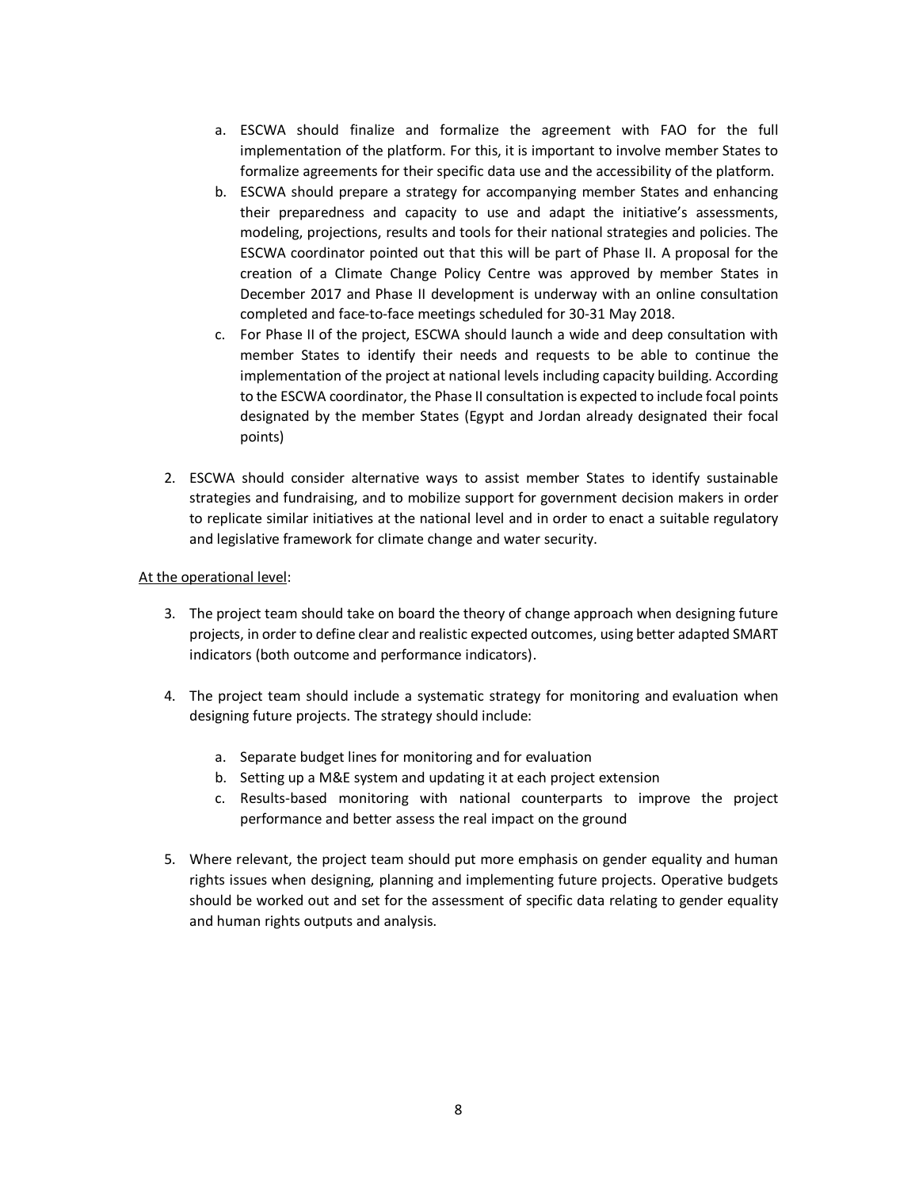a. ESCWA should finalize and formalize the agreement with FAO for the full implementation of the platform. For this, it is important to involve member States to formalize agreements for their specific data use and the accessibility of the platform.
b. ESCWA should prepare a strategy for accompanying member States and enhancing their preparedness and capacity to use and adapt the initiative's assessments, modeling, projections, results and tools for their national strategies and policies. The ESCWA coordinator pointed out that this will be part of Phase II. A proposal for the creation of a Climate Change Policy Centre was approved by member States in December 2017 and Phase II development is underway with an online consultation completed and face-to-face meetings scheduled for 30-31 May 2018.
c. For Phase II of the project, ESCWA should launch a wide and deep consultation with member States to identify their needs and requests to be able to continue the implementation of the project at national levels including capacity building. According to the ESCWA coordinator, the Phase II consultation is expected to include focal points designated by the member States (Egypt and Jordan already designated their focal points)

2. ESCWA should consider alternative ways to assist member States to identify sustainable strategies and fundraising, and to mobilize support for government decision makers in order to replicate similar initiatives at the national level and in order to enact a suitable regulatory and legislative framework for climate change and water security.

<u>At the operational level</u>:

3. The project team should take on board the theory of change approach when designing future projects, in order to define clear and realistic expected outcomes, using better adapted SMART indicators (both outcome and performance indicators).

4. The project team should include a systematic strategy for monitoring and evaluation when designing future projects. The strategy should include:

   a. Separate budget lines for monitoring and for evaluation
   b. Setting up a M&E system and updating it at each project extension
   c. Results-based monitoring with national counterparts to improve the project performance and better assess the real impact on the ground

5. Where relevant, the project team should put more emphasis on gender equality and human rights issues when designing, planning and implementing future projects. Operative budgets should be worked out and set for the assessment of specific data relating to gender equality and human rights outputs and analysis.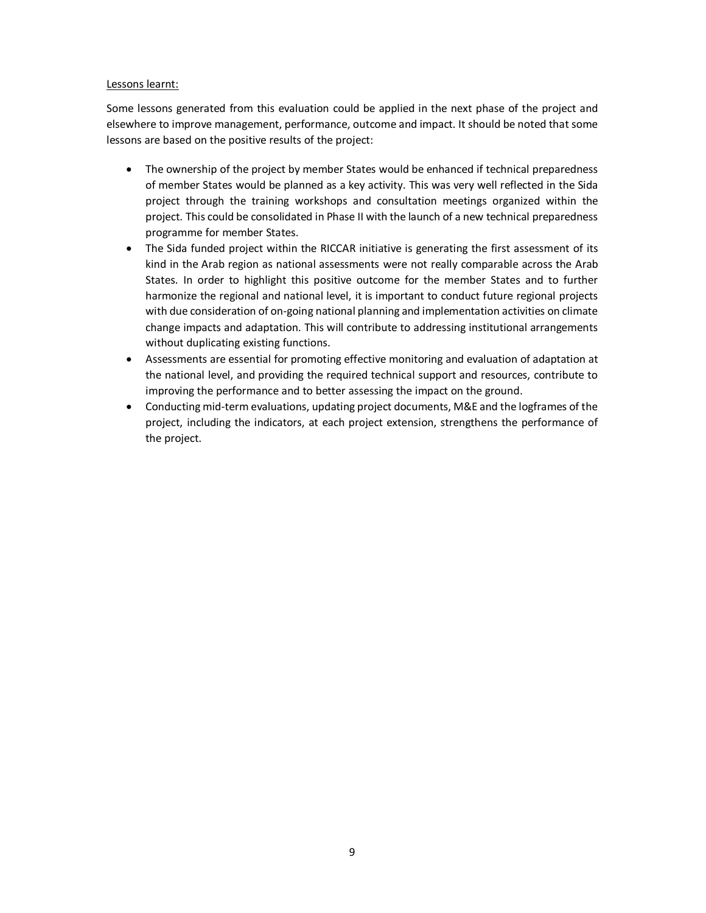Lessons learnt:

Some lessons generated from this evaluation could be applied in the next phase of the project and elsewhere to improve management, performance, outcome and impact. It should be noted that some lessons are based on the positive results of the project:

- The ownership of the project by member States would be enhanced if technical preparedness of member States would be planned as a key activity. This was very well reflected in the Sida project through the training workshops and consultation meetings organized within the project. This could be consolidated in Phase II with the launch of a new technical preparedness programme for member States.
- The Sida funded project within the RICCAR initiative is generating the first assessment of its kind in the Arab region as national assessments were not really comparable across the Arab States. In order to highlight this positive outcome for the member States and to further harmonize the regional and national level, it is important to conduct future regional projects with due consideration of on-going national planning and implementation activities on climate change impacts and adaptation. This will contribute to addressing institutional arrangements without duplicating existing functions.
- Assessments are essential for promoting effective monitoring and evaluation of adaptation at the national level, and providing the required technical support and resources, contribute to improving the performance and to better assessing the impact on the ground.
- Conducting mid-term evaluations, updating project documents, M&E and the logframes of the project, including the indicators, at each project extension, strengthens the performance of the project.